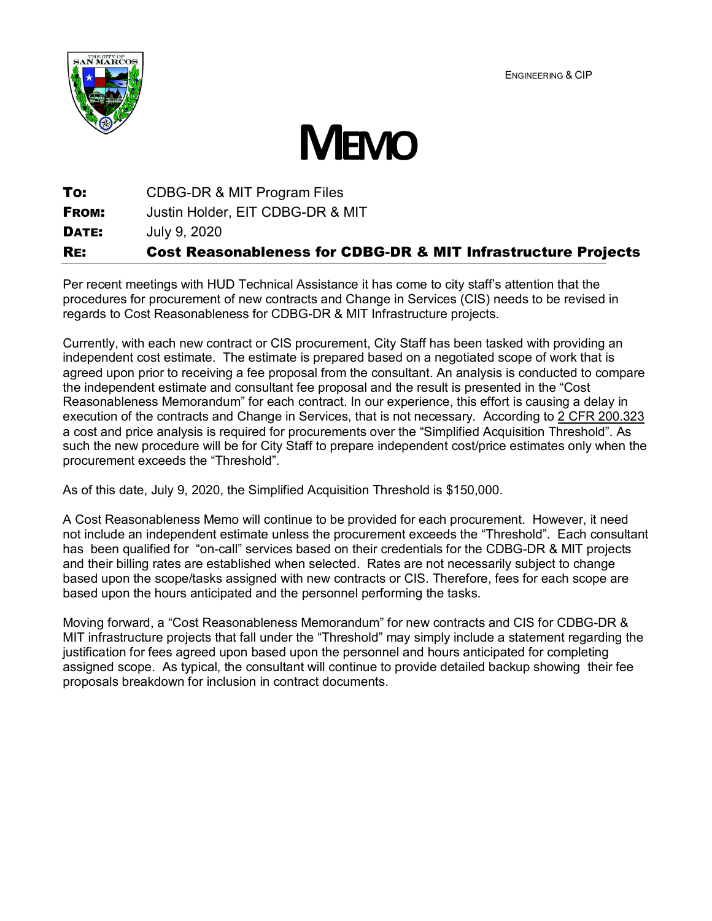ENGINEERING & CIP

# MEMO

**TO:** CDBG-DR & MIT Program Files
**FROM:** Justin Holder, EIT CDBG-DR & MIT
**DATE:** July 9, 2020
**RE:** **Cost Reasonableness for CDBG-DR & MIT Infrastructure Projects**

Per recent meetings with HUD Technical Assistance it has come to city staff's attention that the procedures for procurement of new contracts and Change in Services (CIS) needs to be revised in regards to Cost Reasonableness for CDBG-DR & MIT Infrastructure projects.

Currently, with each new contract or CIS procurement, City Staff has been tasked with providing an independent cost estimate. The estimate is prepared based on a negotiated scope of work that is agreed upon prior to receiving a fee proposal from the consultant. An analysis is conducted to compare the independent estimate and consultant fee proposal and the result is presented in the "Cost Reasonableness Memorandum" for each contract. In our experience, this effort is causing a delay in execution of the contracts and Change in Services, that is not necessary. According to 2 CFR 200.323 a cost and price analysis is required for procurements over the "Simplified Acquisition Threshold". As such the new procedure will be for City Staff to prepare independent cost/price estimates only when the procurement exceeds the "Threshold".

As of this date, July 9, 2020, the Simplified Acquisition Threshold is $150,000.

A Cost Reasonableness Memo will continue to be provided for each procurement. However, it need not include an independent estimate unless the procurement exceeds the "Threshold". Each consultant has been qualified for "on-call" services based on their credentials for the CDBG-DR & MIT projects and their billing rates are established when selected. Rates are not necessarily subject to change based upon the scope/tasks assigned with new contracts or CIS. Therefore, fees for each scope are based upon the hours anticipated and the personnel performing the tasks.

Moving forward, a "Cost Reasonableness Memorandum" for new contracts and CIS for CDBG-DR & MIT infrastructure projects that fall under the "Threshold" may simply include a statement regarding the justification for fees agreed upon based upon the personnel and hours anticipated for completing assigned scope. As typical, the consultant will continue to provide detailed backup showing their fee proposals breakdown for inclusion in contract documents.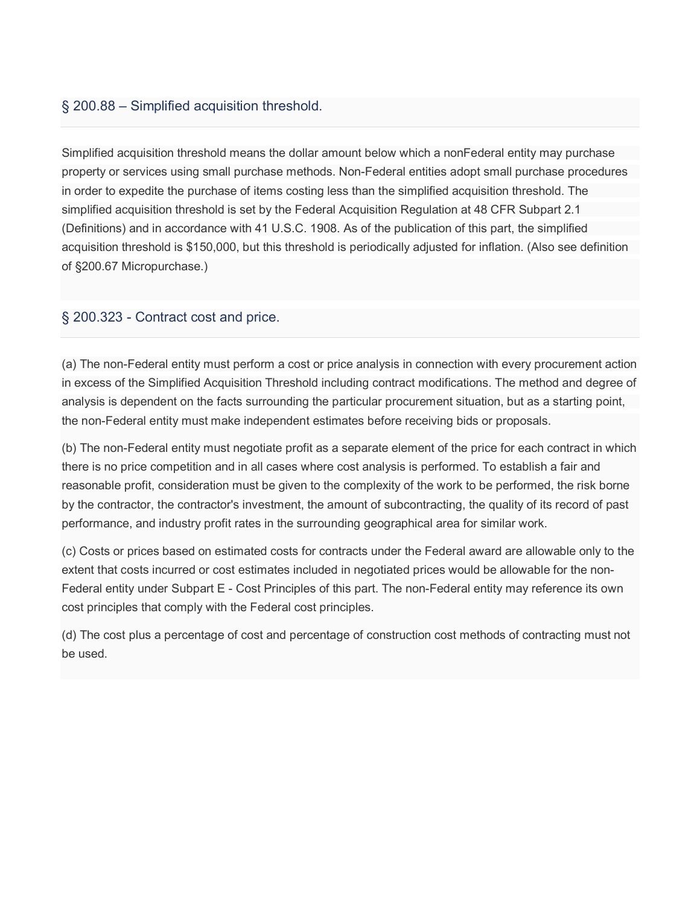## § 200.88 – Simplified acquisition threshold.

Simplified acquisition threshold means the dollar amount below which a nonFederal entity may purchase property or services using small purchase methods. Non-Federal entities adopt small purchase procedures in order to expedite the purchase of items costing less than the simplified acquisition threshold. The simplified acquisition threshold is set by the Federal Acquisition Regulation at 48 CFR Subpart 2.1 (Definitions) and in accordance with 41 U.S.C. 1908. As of the publication of this part, the simplified acquisition threshold is $150,000, but this threshold is periodically adjusted for inflation. (Also see definition of §200.67 Micropurchase.)

## § 200.323 - Contract cost and price.

(a) The non-Federal entity must perform a cost or price analysis in connection with every procurement action in excess of the Simplified Acquisition Threshold including contract modifications. The method and degree of analysis is dependent on the facts surrounding the particular procurement situation, but as a starting point, the non-Federal entity must make independent estimates before receiving bids or proposals.

(b) The non-Federal entity must negotiate profit as a separate element of the price for each contract in which there is no price competition and in all cases where cost analysis is performed. To establish a fair and reasonable profit, consideration must be given to the complexity of the work to be performed, the risk borne by the contractor, the contractor's investment, the amount of subcontracting, the quality of its record of past performance, and industry profit rates in the surrounding geographical area for similar work.

(c) Costs or prices based on estimated costs for contracts under the Federal award are allowable only to the extent that costs incurred or cost estimates included in negotiated prices would be allowable for the non-Federal entity under Subpart E - Cost Principles of this part. The non-Federal entity may reference its own cost principles that comply with the Federal cost principles.

(d) The cost plus a percentage of cost and percentage of construction cost methods of contracting must not be used.